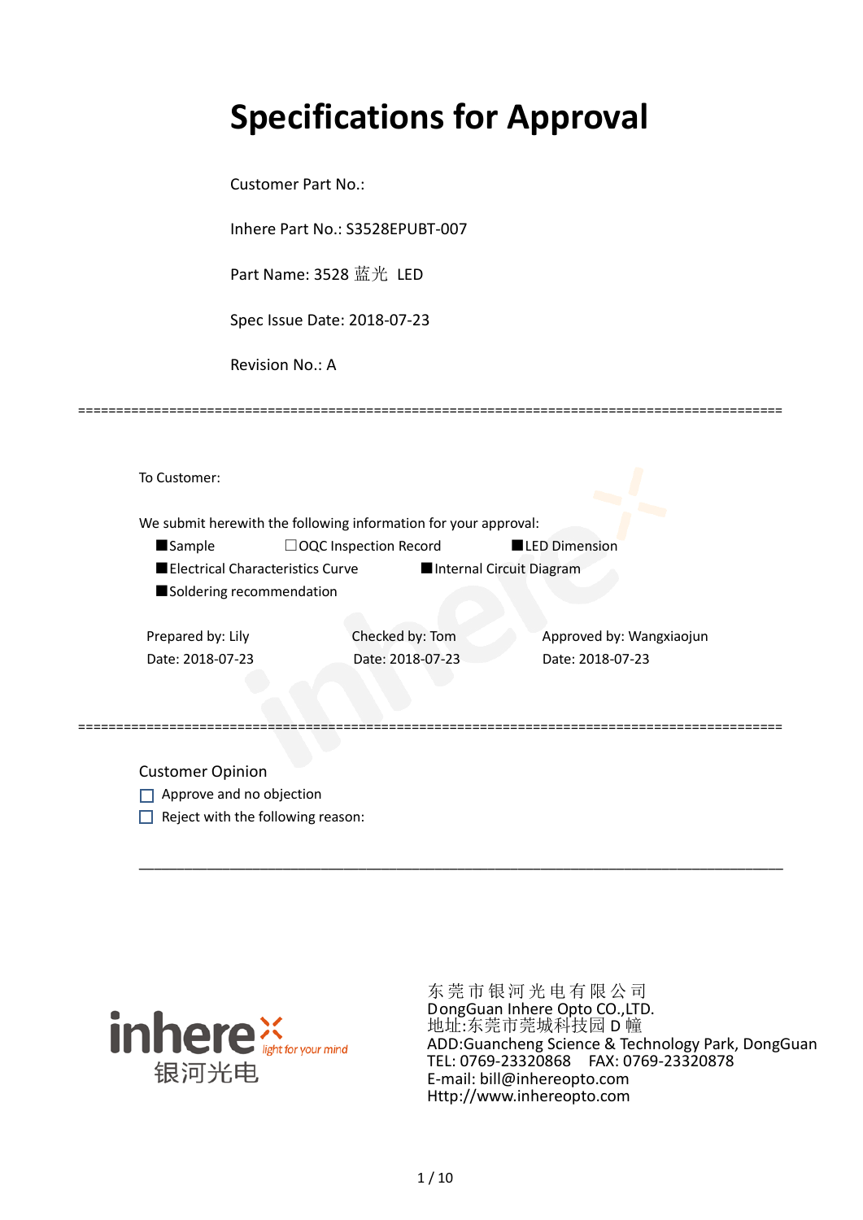# Specifications for Approval

Customer Part No.:

Inhere Part No.: S3528EPUBT-007

Part Name: 3528 蓝光 LED

Spec Issue Date: 2018-07-23

Revision No.: A

==========================================================================================

To Customer:

We submit herewith the following information for your approval:

■Sample　　　☐OQC Inspection Record　　　■LED Dimension

■Electrical Characteristics Curve　　　■Internal Circuit Diagram

■Soldering recommendation

| Prepared by: Lily | Checked by: Tom | Approved by: Wangxiaojun |
|---|---|---|
| Date: 2018-07-23 | Date: 2018-07-23 | Date: 2018-07-23 |

==========================================================================================

Customer Opinion

☐ Approve and no objection

☐ Reject with the following reason:

___________________________________________________________________________

inhere light for your mind 银河光电

东莞市银河光电有限公司
DongGuan Inhere Opto CO.,LTD.
地址:东莞市莞城科技园 D 幢
ADD:Guancheng Science & Technology Park, DongGuan
TEL: 0769-23320868　　FAX: 0769-23320878
E-mail: bill@inhereopto.com
Http://www.inhereopto.com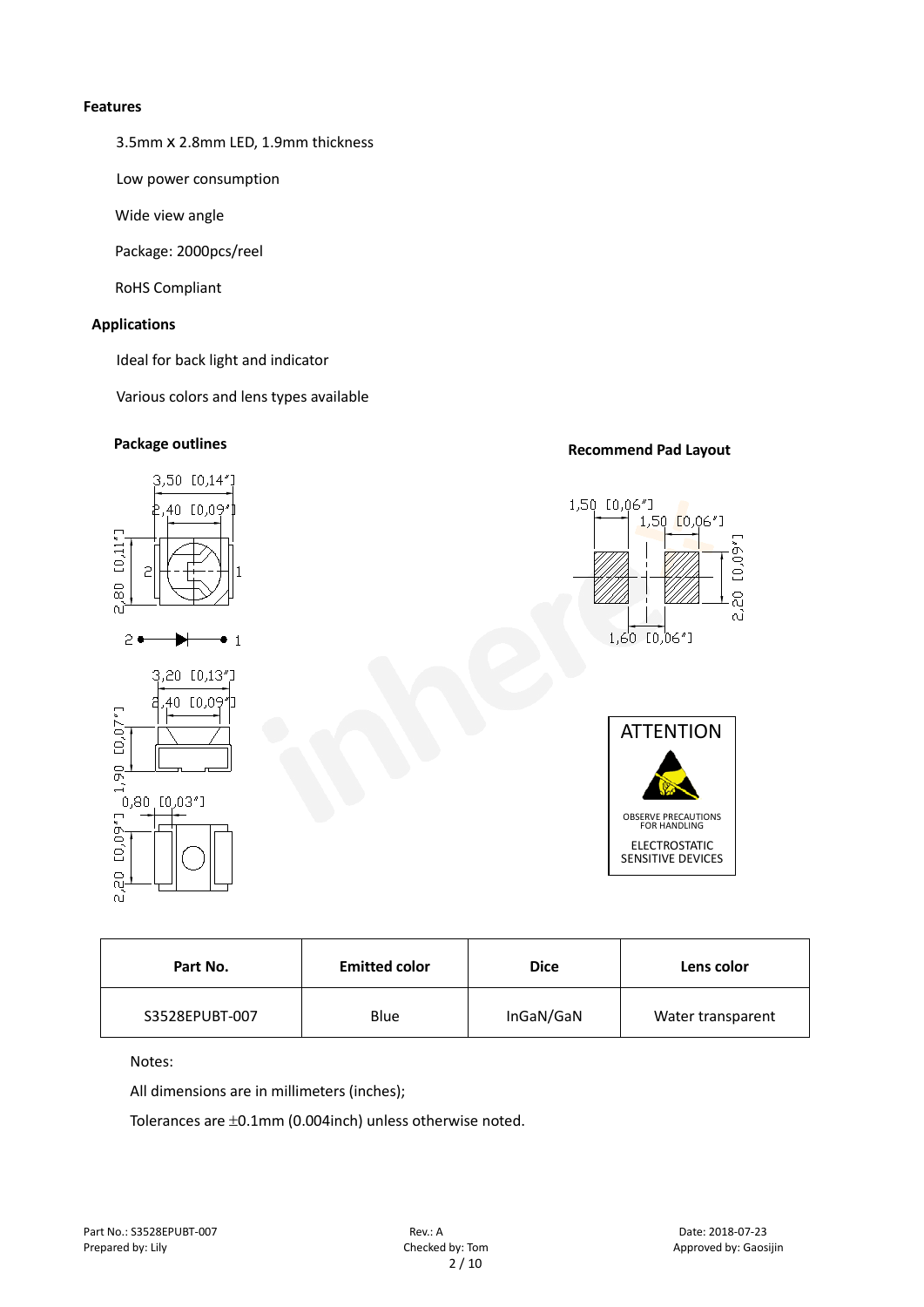**Features**

3.5mm X 2.8mm LED, 1.9mm thickness

Low power consumption

Wide view angle

Package: 2000pcs/reel

RoHS Compliant

**Applications**

Ideal for back light and indicator

Various colors and lens types available

**Package outlines**

**Recommend Pad Layout**

| Part No. | Emitted color | Dice | Lens color |
| --- | --- | --- | --- |
| S3528EPUBT-007 | Blue | InGaN/GaN | Water transparent |

Notes:

All dimensions are in millimeters (inches);

Tolerances are ±0.1mm (0.004inch) unless otherwise noted.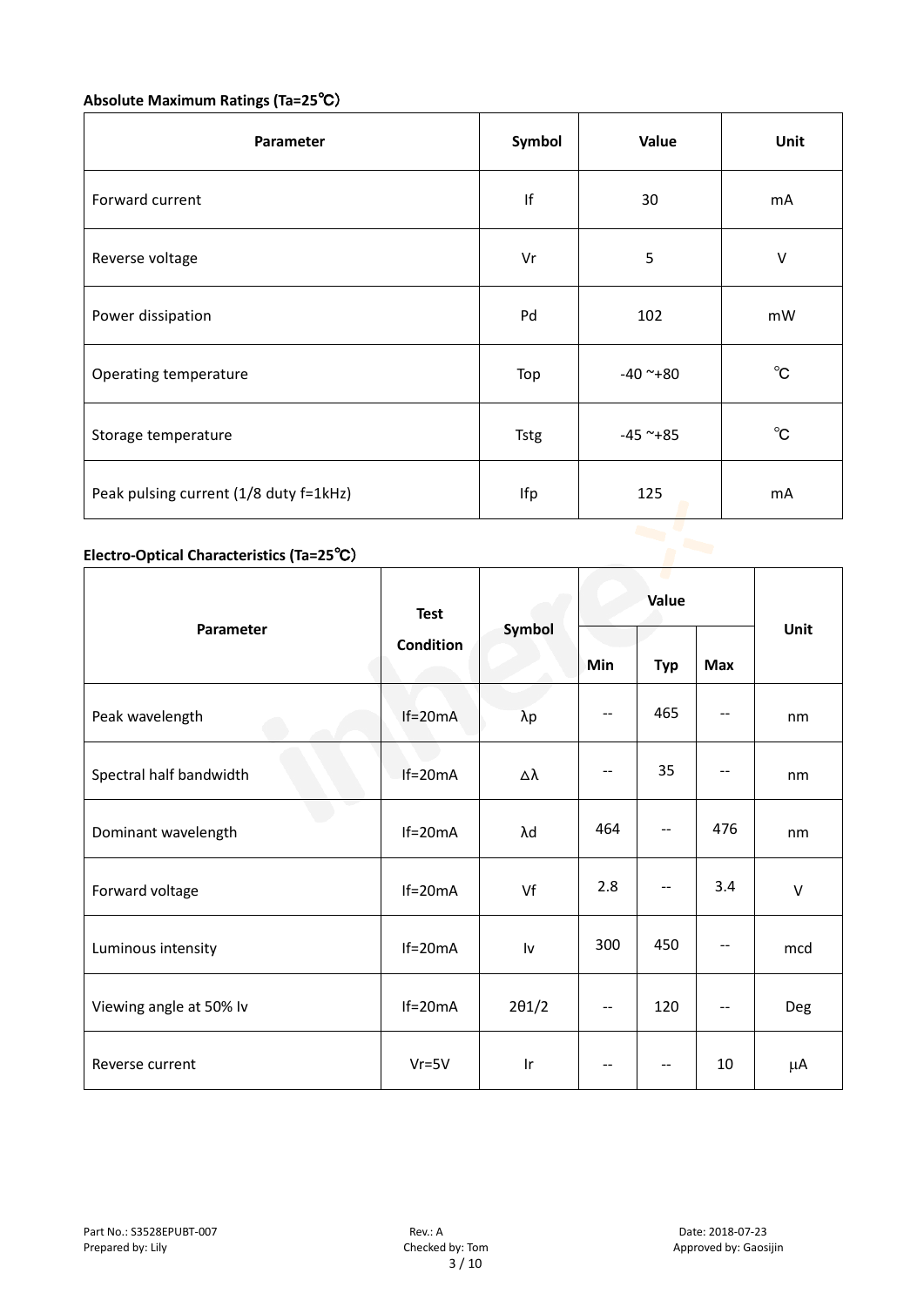**Absolute Maximum Ratings (Ta=25℃)**

| Parameter | Symbol | Value | Unit |
|---|---|---|---|
| Forward current | If | 30 | mA |
| Reverse voltage | Vr | 5 | V |
| Power dissipation | Pd | 102 | mW |
| Operating temperature | Top | -40 ~+80 | ℃ |
| Storage temperature | Tstg | -45 ~+85 | ℃ |
| Peak pulsing current (1/8 duty f=1kHz) | Ifp | 125 | mA |

**Electro-Optical Characteristics (Ta=25℃)**

| Parameter | Test Condition | Symbol | Value | | | Unit |
|---|---|---|---|---|---|---|
| | | | Min | Typ | Max | |
| Peak wavelength | If=20mA | λp | -- | 465 | -- | nm |
| Spectral half bandwidth | If=20mA | Δλ | -- | 35 | -- | nm |
| Dominant wavelength | If=20mA | λd | 464 | -- | 476 | nm |
| Forward voltage | If=20mA | Vf | 2.8 | -- | 3.4 | V |
| Luminous intensity | If=20mA | Iv | 300 | 450 | -- | mcd |
| Viewing angle at 50% Iv | If=20mA | 2θ1/2 | -- | 120 | -- | Deg |
| Reverse current | Vr=5V | Ir | -- | -- | 10 | μA |

Part No.: S3528EPUBT-007 Rev.: A Date: 2018-07-23
Prepared by: Lily Checked by: Tom Approved by: Gaosijin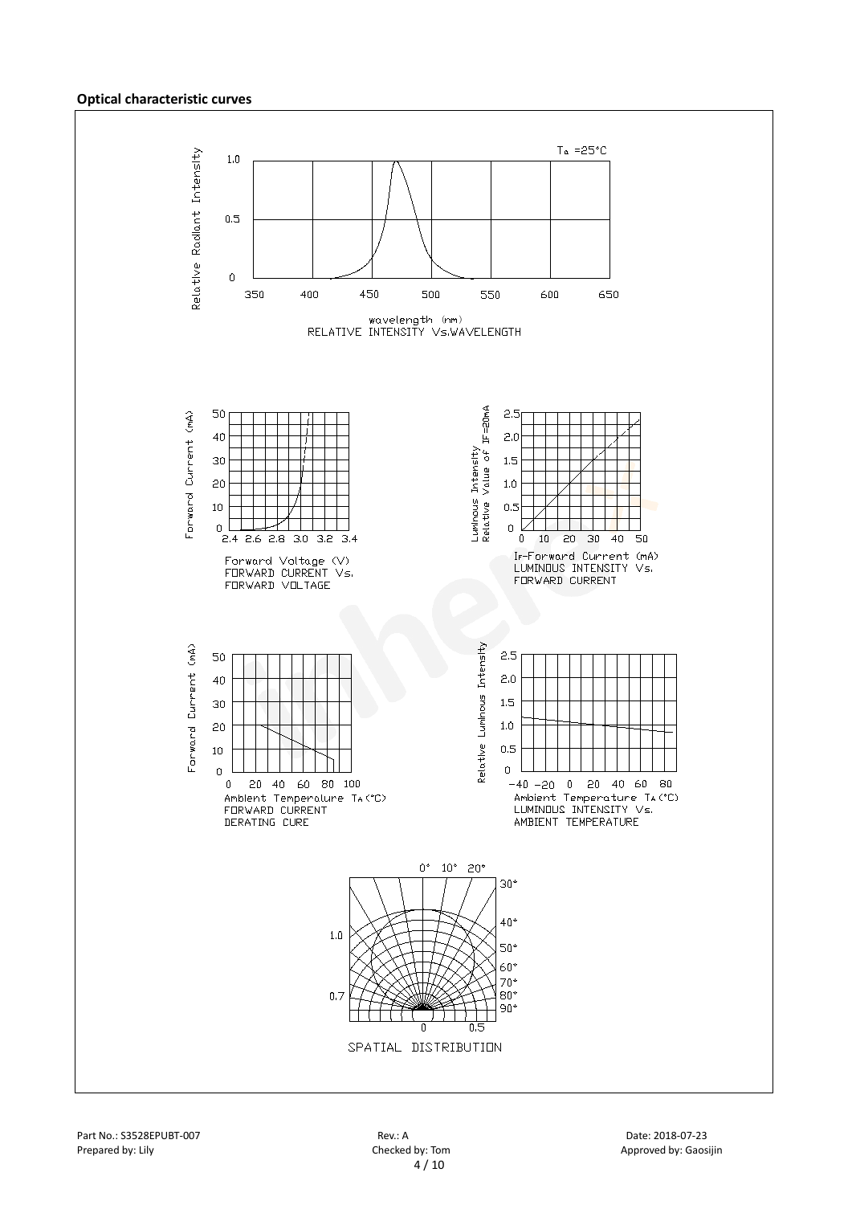**Optical characteristic curves**

$T_a$ =25°C

Relative Radiant Intensity

wavelength (nm)
RELATIVE INTENSITY Vs.WAVELENGTH

Forward Current (mA)

Forward Voltage (V)
FORWARD CURRENT Vs.
FORWARD VOLTAGE

Luminous Intensity
Relative Value of IF=20mA

IF-Forward Current (mA)
LUMINOUS INTENSITY Vs.
FORWARD CURRENT

Forward Current (mA)

Ambient Temperature TA(°C)
FORWARD CURRENT
DERATING CURE

Relative Luminous Intensity

Ambient Temperature TA(°C)
LUMINOUS INTENSITY Vs.
AMBIENT TEMPERATURE

SPATIAL DISTRIBUTION

Part No.: S3528EPUBT-007 Rev.: A Date: 2018-07-23
Prepared by: Lily Checked by: Tom Approved by: Gaosijin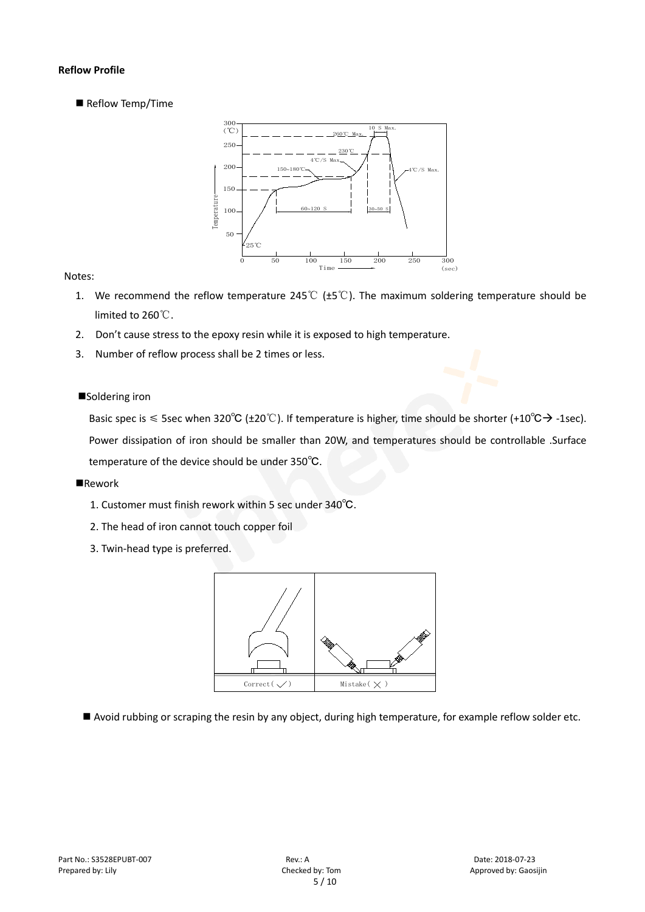**Reflow Profile**

■ Reflow Temp/Time

Notes:

1. We recommend the reflow temperature 245℃ (±5℃). The maximum soldering temperature should be limited to 260℃.
2. Don't cause stress to the epoxy resin while it is exposed to high temperature.
3. Number of reflow process shall be 2 times or less.

■Soldering iron

Basic spec is ≤ 5sec when 320℃ (±20℃). If temperature is higher, time should be shorter (+10℃→ -1sec). Power dissipation of iron should be smaller than 20W, and temperatures should be controllable .Surface temperature of the device should be under 350℃.

■Rework

1. Customer must finish rework within 5 sec under 340℃.
2. The head of iron cannot touch copper foil
3. Twin-head type is preferred.

| Correct( ✓ ) | Mistake( ✕ ) |
|---|---|

■ Avoid rubbing or scraping the resin by any object, during high temperature, for example reflow solder etc.

Part No.: S3528EPUBT-007 Rev.: A Date: 2018-07-23
Prepared by: Lily Checked by: Tom Approved by: Gaosijin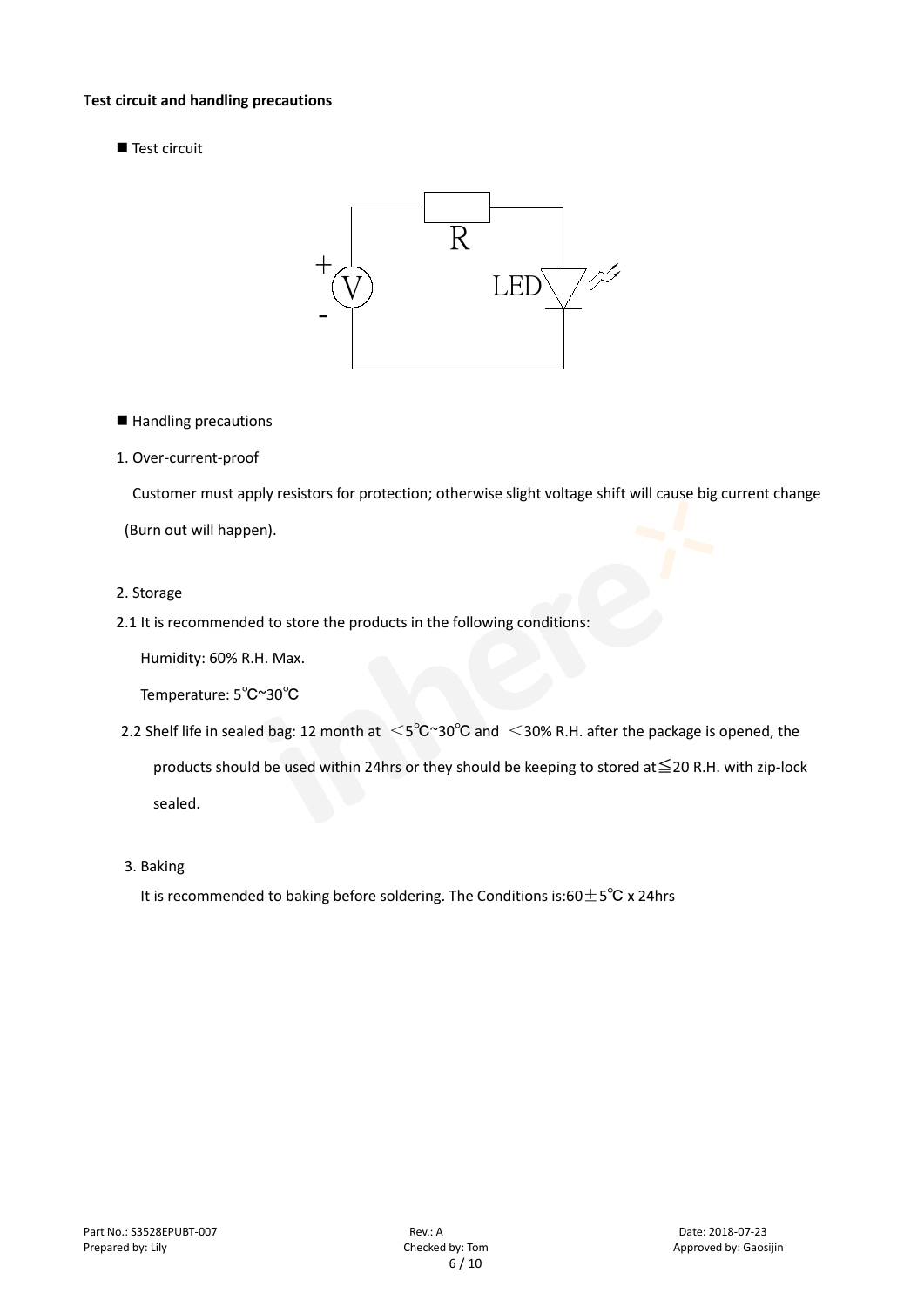**Test circuit and handling precautions**

■ Test circuit

■ Handling precautions

1. Over-current-proof

   Customer must apply resistors for protection; otherwise slight voltage shift will cause big current change (Burn out will happen).

2. Storage

2.1 It is recommended to store the products in the following conditions:

   Humidity: 60% R.H. Max.

   Temperature: 5℃~30℃

2.2 Shelf life in sealed bag: 12 month at ＜5℃~30℃ and ＜30% R.H. after the package is opened, the products should be used within 24hrs or they should be keeping to stored at≦20 R.H. with zip-lock sealed.

3. Baking

   It is recommended to baking before soldering. The Conditions is:60±5℃ x 24hrs

Part No.: S3528EPUBT-007 Rev.: A Date: 2018-07-23
Prepared by: Lily Checked by: Tom Approved by: Gaosijin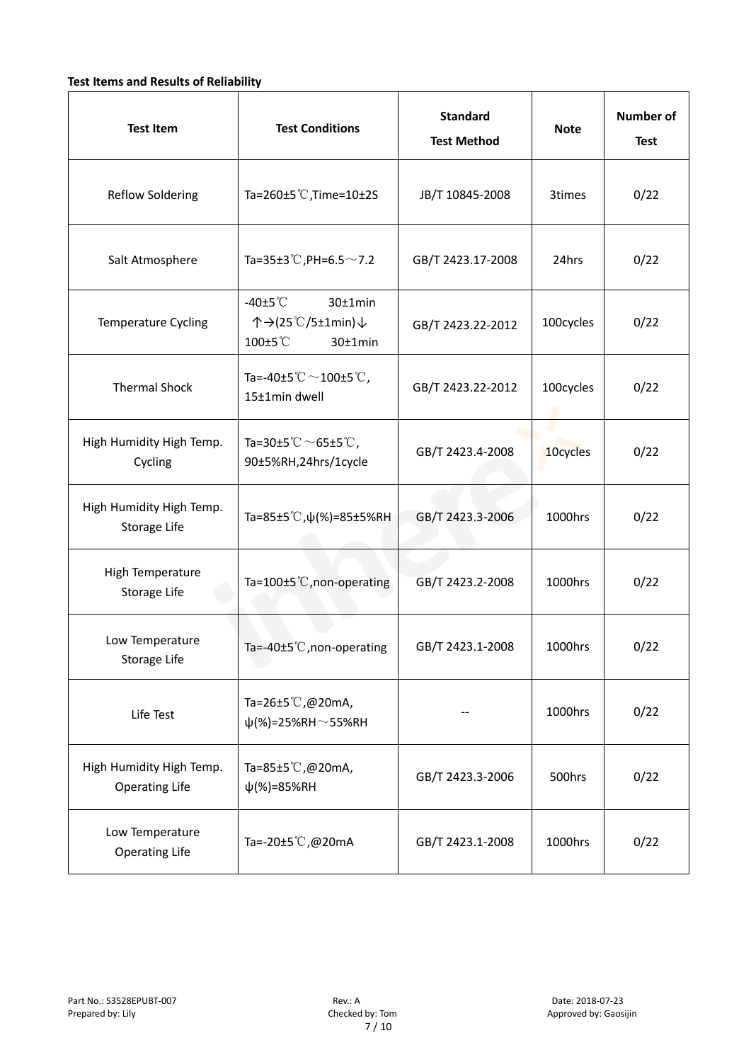**Test Items and Results of Reliability**

| Test Item | Test Conditions | Standard Test Method | Note | Number of Test |
|---|---|---|---|---|
| Reflow Soldering | Ta=260±5℃,Time=10±2S | JB/T 10845-2008 | 3times | 0/22 |
| Salt Atmosphere | Ta=35±3℃,PH=6.5～7.2 | GB/T 2423.17-2008 | 24hrs | 0/22 |
| Temperature Cycling | -40±5℃ 30±1min ↑→(25℃/5±1min)↓ 100±5℃ 30±1min | GB/T 2423.22-2012 | 100cycles | 0/22 |
| Thermal Shock | Ta=-40±5℃～100±5℃, 15±1min dwell | GB/T 2423.22-2012 | 100cycles | 0/22 |
| High Humidity High Temp. Cycling | Ta=30±5℃～65±5℃, 90±5%RH,24hrs/1cycle | GB/T 2423.4-2008 | 10cycles | 0/22 |
| High Humidity High Temp. Storage Life | Ta=85±5℃,ψ(%)=85±5%RH | GB/T 2423.3-2006 | 1000hrs | 0/22 |
| High Temperature Storage Life | Ta=100±5℃,non-operating | GB/T 2423.2-2008 | 1000hrs | 0/22 |
| Low Temperature Storage Life | Ta=-40±5℃,non-operating | GB/T 2423.1-2008 | 1000hrs | 0/22 |
| Life Test | Ta=26±5℃,@20mA, ψ(%)=25%RH～55%RH | -- | 1000hrs | 0/22 |
| High Humidity High Temp. Operating Life | Ta=85±5℃,@20mA, ψ(%)=85%RH | GB/T 2423.3-2006 | 500hrs | 0/22 |
| Low Temperature Operating Life | Ta=-20±5℃,@20mA | GB/T 2423.1-2008 | 1000hrs | 0/22 |

Part No.: S3528EPUBT-007　Rev.: A　Date: 2018-07-23
Prepared by: Lily　Checked by: Tom　Approved by: Gaosijin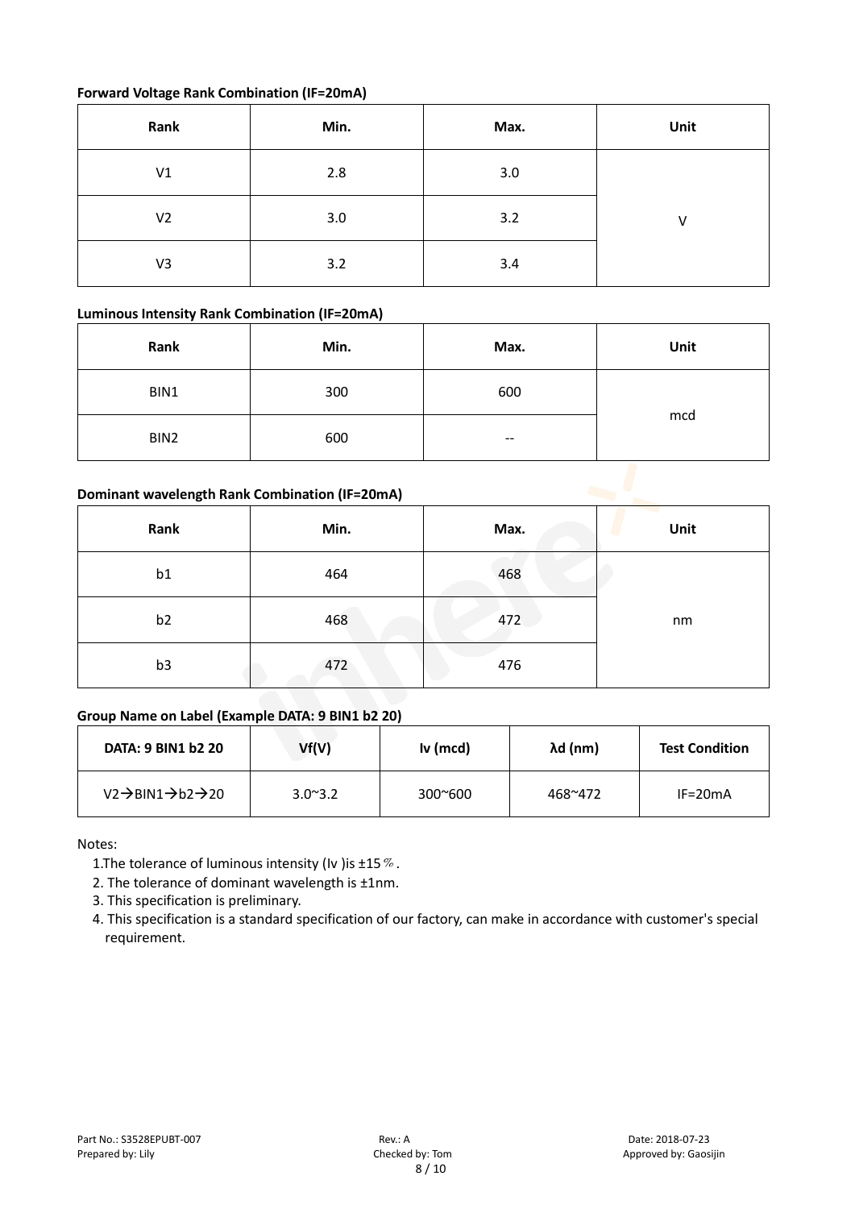### Forward Voltage Rank Combination (IF=20mA)

| Rank | Min. | Max. | Unit |
|---|---|---|---|
| V1 | 2.8 | 3.0 | V |
| V2 | 3.0 | 3.2 | |
| V3 | 3.2 | 3.4 | |

### Luminous Intensity Rank Combination (IF=20mA)

| Rank | Min. | Max. | Unit |
|---|---|---|---|
| BIN1 | 300 | 600 | mcd |
| BIN2 | 600 | -- | |

### Dominant wavelength Rank Combination (IF=20mA)

| Rank | Min. | Max. | Unit |
|---|---|---|---|
| b1 | 464 | 468 | nm |
| b2 | 468 | 472 | |
| b3 | 472 | 476 | |

### Group Name on Label (Example DATA: 9 BIN1 b2 20)

| DATA: 9 BIN1 b2 20 | Vf(V) | Iv (mcd) | λd (nm) | Test Condition |
|---|---|---|---|---|
| V2→BIN1→b2→20 | 3.0~3.2 | 300~600 | 468~472 | IF=20mA |

Notes:

1. The tolerance of luminous intensity (Iv )is ±15％.
2. The tolerance of dominant wavelength is ±1nm.
3. This specification is preliminary.
4. This specification is a standard specification of our factory, can make in accordance with customer's special requirement.

Part No.: S3528EPUBT-007 Rev.: A Date: 2018-07-23
Prepared by: Lily Checked by: Tom Approved by: Gaosijin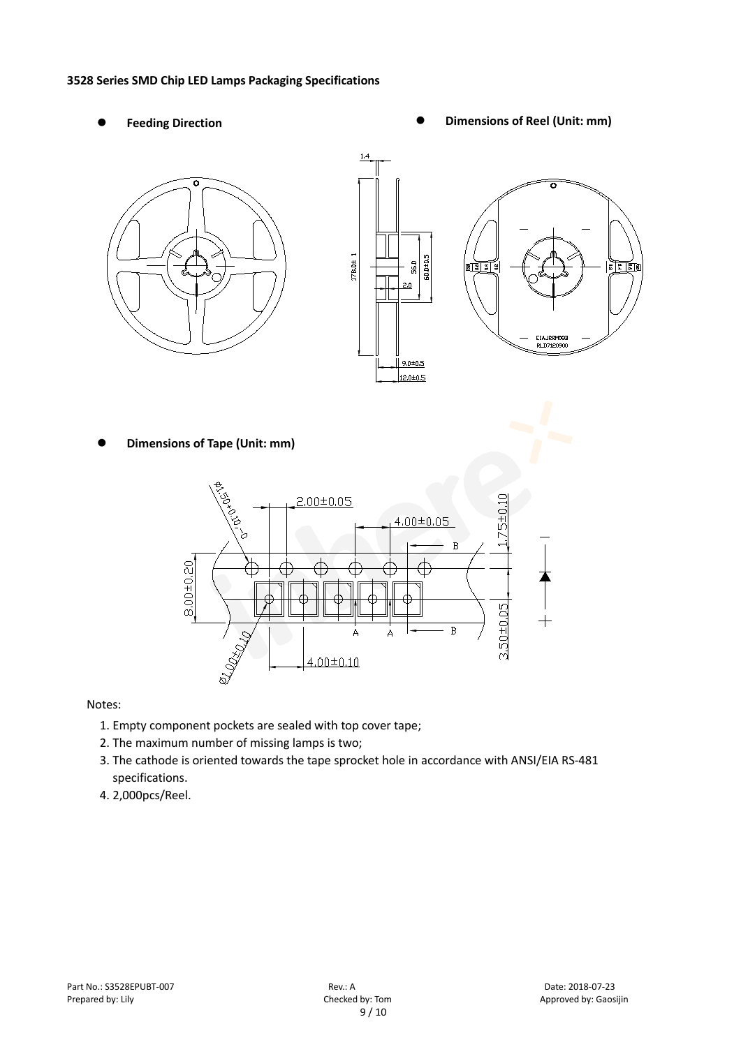**3528 Series SMD Chip LED Lamps Packaging Specifications**

- **Feeding Direction**
- **Dimensions of Reel (Unit: mm)**
- **Dimensions of Tape (Unit: mm)**

Notes:

1. Empty component pockets are sealed with top cover tape;
2. The maximum number of missing lamps is two;
3. The cathode is oriented towards the tape sprocket hole in accordance with ANSI/EIA RS-481 specifications.
4. 2,000pcs/Reel.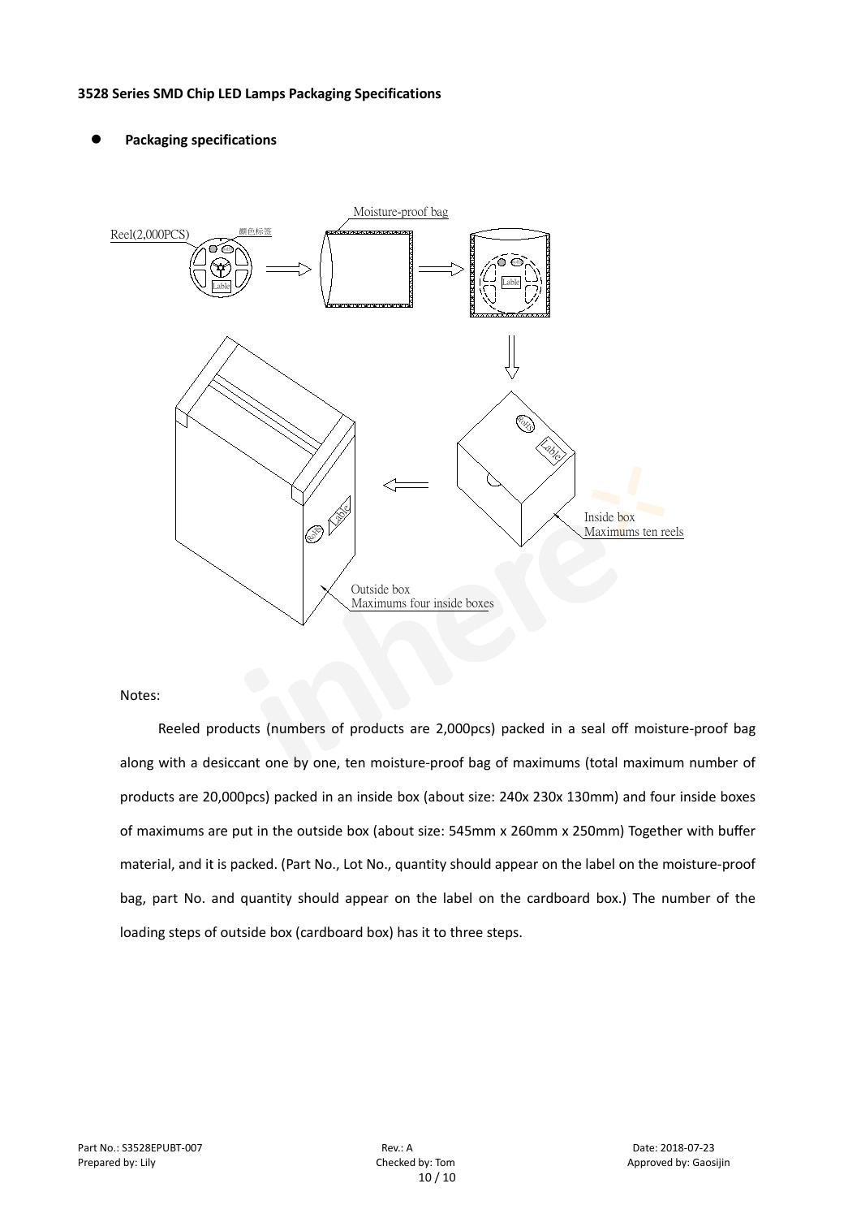**3528 Series SMD Chip LED Lamps Packaging Specifications**

- **Packaging specifications**

Moisture-proof bag

Reel(2,000PCS)

顏色标签

Lable

Inside box
Maximums ten reels

Outside box
Maximums four inside boxes

Notes:

Reeled products (numbers of products are 2,000pcs) packed in a seal off moisture-proof bag along with a desiccant one by one, ten moisture-proof bag of maximums (total maximum number of products are 20,000pcs) packed in an inside box (about size: 240x 230x 130mm) and four inside boxes of maximums are put in the outside box (about size: 545mm x 260mm x 250mm) Together with buffer material, and it is packed. (Part No., Lot No., quantity should appear on the label on the moisture-proof bag, part No. and quantity should appear on the label on the cardboard box.) The number of the loading steps of outside box (cardboard box) has it to three steps.

Part No.: S3528EPUBT-007　　Rev.: A　　Date: 2018-07-23

Prepared by: Lily　　Checked by: Tom　　Approved by: Gaosijin